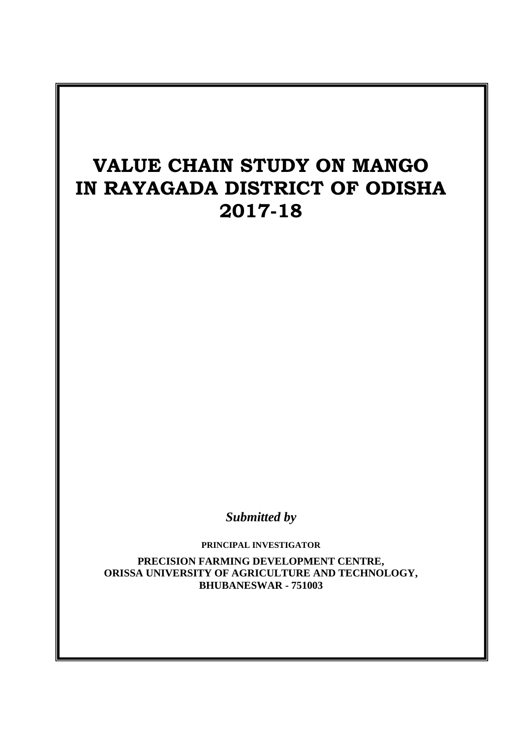# VALUE CHAIN STUDY ON MANGO IN RAYAGADA DISTRICT OF ODISHA 2017-18

***Submitted by***

**PRINCIPAL INVESTIGATOR**

**PRECISION FARMING DEVELOPMENT CENTRE, ORISSA UNIVERSITY OF AGRICULTURE AND TECHNOLOGY, BHUBANESWAR - 751003**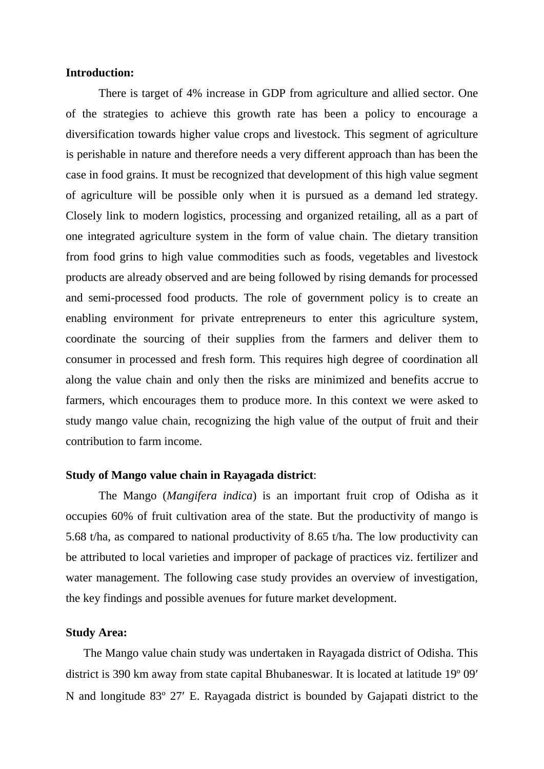**Introduction:**

There is target of 4% increase in GDP from agriculture and allied sector. One of the strategies to achieve this growth rate has been a policy to encourage a diversification towards higher value crops and livestock. This segment of agriculture is perishable in nature and therefore needs a very different approach than has been the case in food grains. It must be recognized that development of this high value segment of agriculture will be possible only when it is pursued as a demand led strategy. Closely link to modern logistics, processing and organized retailing, all as a part of one integrated agriculture system in the form of value chain. The dietary transition from food grins to high value commodities such as foods, vegetables and livestock products are already observed and are being followed by rising demands for processed and semi-processed food products. The role of government policy is to create an enabling environment for private entrepreneurs to enter this agriculture system, coordinate the sourcing of their supplies from the farmers and deliver them to consumer in processed and fresh form. This requires high degree of coordination all along the value chain and only then the risks are minimized and benefits accrue to farmers, which encourages them to produce more. In this context we were asked to study mango value chain, recognizing the high value of the output of fruit and their contribution to farm income.

**Study of Mango value chain in Rayagada district**:

The Mango (*Mangifera indica*) is an important fruit crop of Odisha as it occupies 60% of fruit cultivation area of the state. But the productivity of mango is 5.68 t/ha, as compared to national productivity of 8.65 t/ha. The low productivity can be attributed to local varieties and improper of package of practices viz. fertilizer and water management. The following case study provides an overview of investigation, the key findings and possible avenues for future market development.

**Study Area:**

The Mango value chain study was undertaken in Rayagada district of Odisha. This district is 390 km away from state capital Bhubaneswar. It is located at latitude 19º 09′ N and longitude 83º 27′ E. Rayagada district is bounded by Gajapati district to the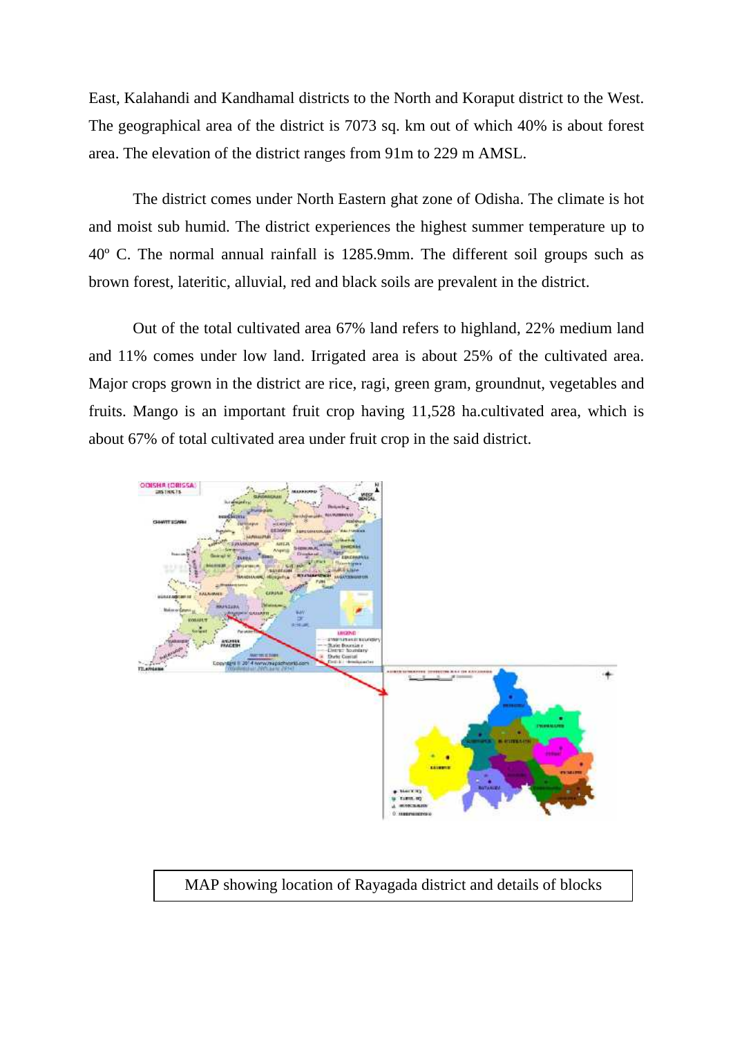East, Kalahandi and Kandhamal districts to the North and Koraput district to the West. The geographical area of the district is 7073 sq. km out of which 40% is about forest area. The elevation of the district ranges from 91m to 229 m AMSL.

The district comes under North Eastern ghat zone of Odisha. The climate is hot and moist sub humid. The district experiences the highest summer temperature up to 40º C. The normal annual rainfall is 1285.9mm. The different soil groups such as brown forest, lateritic, alluvial, red and black soils are prevalent in the district.

Out of the total cultivated area 67% land refers to highland, 22% medium land and 11% comes under low land. Irrigated area is about 25% of the cultivated area. Major crops grown in the district are rice, ragi, green gram, groundnut, vegetables and fruits. Mango is an important fruit crop having 11,528 ha.cultivated area, which is about 67% of total cultivated area under fruit crop in the said district.

MAP showing location of Rayagada district and details of blocks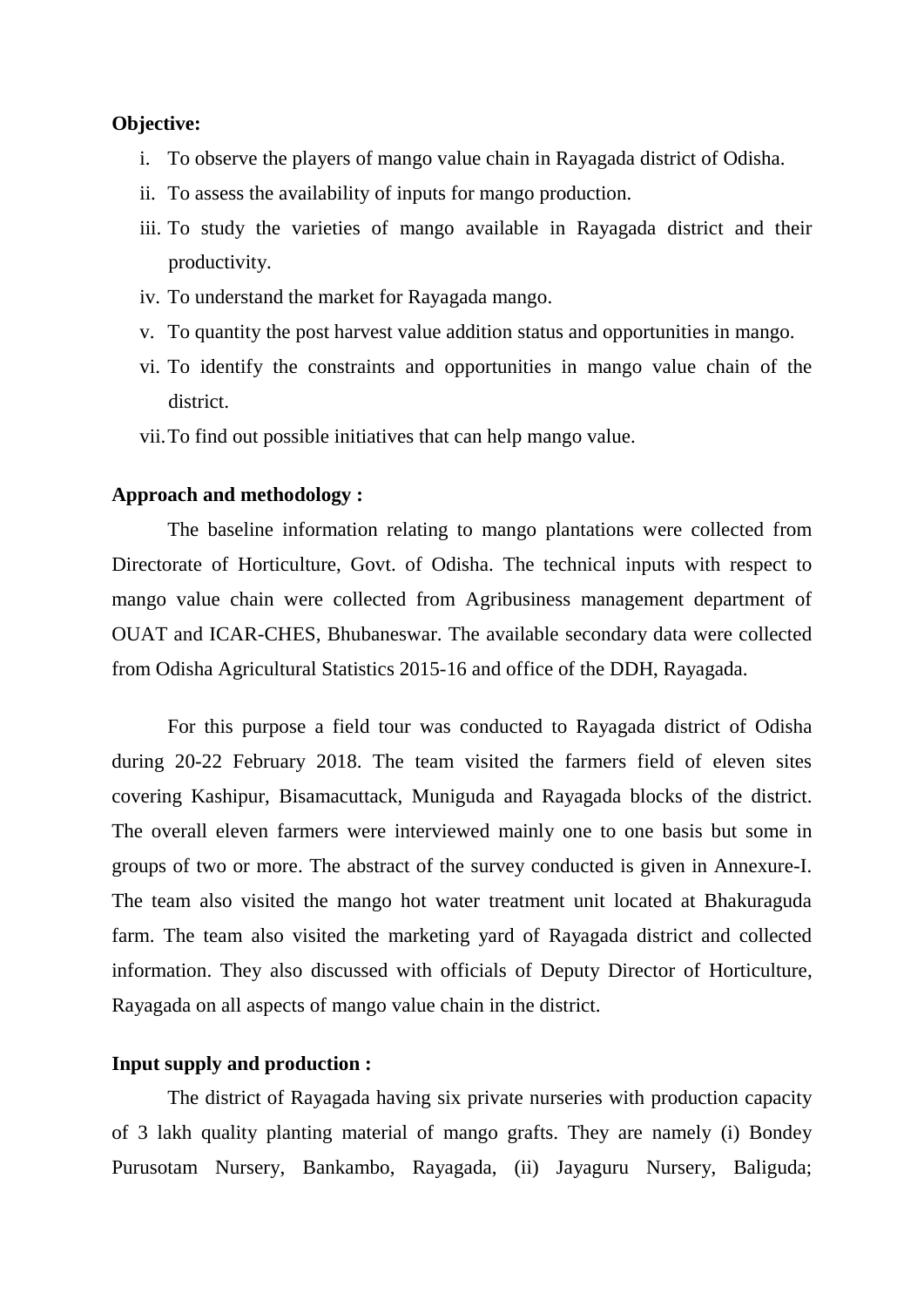**Objective:**

i. To observe the players of mango value chain in Rayagada district of Odisha.
ii. To assess the availability of inputs for mango production.
iii. To study the varieties of mango available in Rayagada district and their productivity.
iv. To understand the market for Rayagada mango.
v. To quantity the post harvest value addition status and opportunities in mango.
vi. To identify the constraints and opportunities in mango value chain of the district.
vii. To find out possible initiatives that can help mango value.

**Approach and methodology :**

The baseline information relating to mango plantations were collected from Directorate of Horticulture, Govt. of Odisha. The technical inputs with respect to mango value chain were collected from Agribusiness management department of OUAT and ICAR-CHES, Bhubaneswar. The available secondary data were collected from Odisha Agricultural Statistics 2015-16 and office of the DDH, Rayagada.

For this purpose a field tour was conducted to Rayagada district of Odisha during 20-22 February 2018. The team visited the farmers field of eleven sites covering Kashipur, Bisamacuttack, Muniguda and Rayagada blocks of the district. The overall eleven farmers were interviewed mainly one to one basis but some in groups of two or more. The abstract of the survey conducted is given in Annexure-I. The team also visited the mango hot water treatment unit located at Bhakuraguda farm. The team also visited the marketing yard of Rayagada district and collected information. They also discussed with officials of Deputy Director of Horticulture, Rayagada on all aspects of mango value chain in the district.

**Input supply and production :**

The district of Rayagada having six private nurseries with production capacity of 3 lakh quality planting material of mango grafts. They are namely (i) Bondey Purusotam Nursery, Bankambo, Rayagada, (ii) Jayaguru Nursery, Baliguda;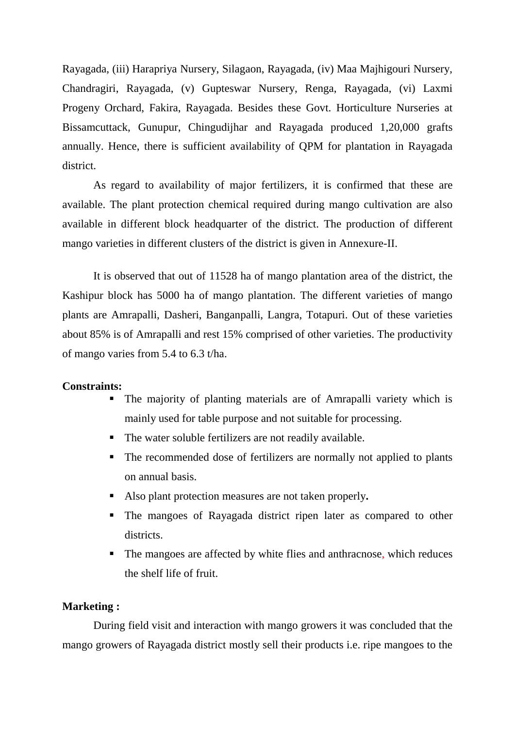Rayagada, (iii) Harapriya Nursery, Silagaon, Rayagada, (iv) Maa Majhigouri Nursery, Chandragiri, Rayagada, (v) Gupteswar Nursery, Renga, Rayagada, (vi) Laxmi Progeny Orchard, Fakira, Rayagada. Besides these Govt. Horticulture Nurseries at Bissamcuttack, Gunupur, Chingudijhar and Rayagada produced 1,20,000 grafts annually. Hence, there is sufficient availability of QPM for plantation in Rayagada district.

As regard to availability of major fertilizers, it is confirmed that these are available. The plant protection chemical required during mango cultivation are also available in different block headquarter of the district. The production of different mango varieties in different clusters of the district is given in Annexure-II.

It is observed that out of 11528 ha of mango plantation area of the district, the Kashipur block has 5000 ha of mango plantation. The different varieties of mango plants are Amrapalli, Dasheri, Banganpalli, Langra, Totapuri. Out of these varieties about 85% is of Amrapalli and rest 15% comprised of other varieties. The productivity of mango varies from 5.4 to 6.3 t/ha.

**Constraints:**

- The majority of planting materials are of Amrapalli variety which is mainly used for table purpose and not suitable for processing.
- The water soluble fertilizers are not readily available.
- The recommended dose of fertilizers are normally not applied to plants on annual basis.
- Also plant protection measures are not taken properly.
- The mangoes of Rayagada district ripen later as compared to other districts.
- The mangoes are affected by white flies and anthracnose, which reduces the shelf life of fruit.

**Marketing :**

During field visit and interaction with mango growers it was concluded that the mango growers of Rayagada district mostly sell their products i.e. ripe mangoes to the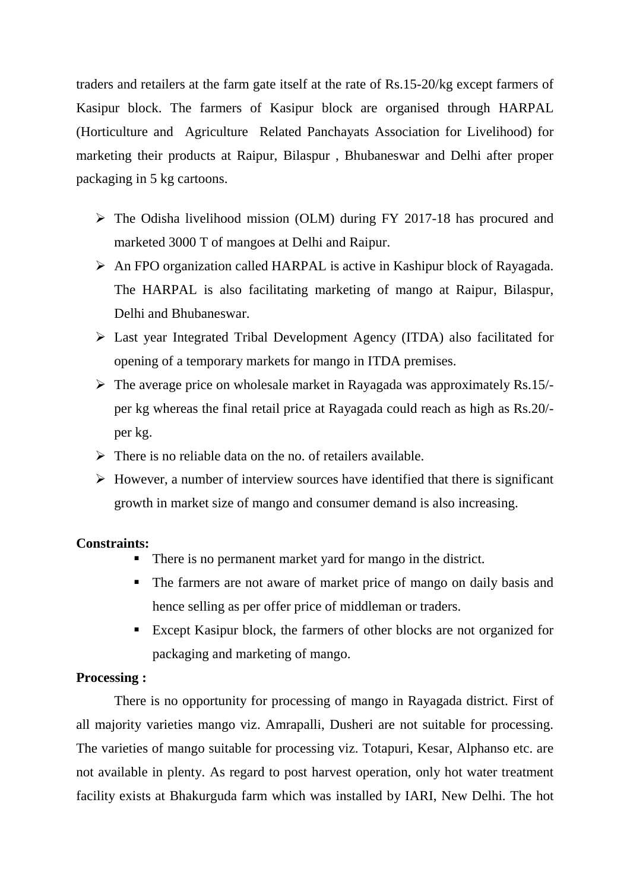traders and retailers at the farm gate itself at the rate of Rs.15-20/kg except farmers of Kasipur block. The farmers of Kasipur block are organised through HARPAL (Horticulture and Agriculture Related Panchayats Association for Livelihood) for marketing their products at Raipur, Bilaspur , Bhubaneswar and Delhi after proper packaging in 5 kg cartoons.

- The Odisha livelihood mission (OLM) during FY 2017-18 has procured and marketed 3000 T of mangoes at Delhi and Raipur.
- An FPO organization called HARPAL is active in Kashipur block of Rayagada. The HARPAL is also facilitating marketing of mango at Raipur, Bilaspur, Delhi and Bhubaneswar.
- Last year Integrated Tribal Development Agency (ITDA) also facilitated for opening of a temporary markets for mango in ITDA premises.
- The average price on wholesale market in Rayagada was approximately Rs.15/- per kg whereas the final retail price at Rayagada could reach as high as Rs.20/- per kg.
- There is no reliable data on the no. of retailers available.
- However, a number of interview sources have identified that there is significant growth in market size of mango and consumer demand is also increasing.

**Constraints:**

- There is no permanent market yard for mango in the district.
- The farmers are not aware of market price of mango on daily basis and hence selling as per offer price of middleman or traders.
- Except Kasipur block, the farmers of other blocks are not organized for packaging and marketing of mango.

**Processing :**

There is no opportunity for processing of mango in Rayagada district. First of all majority varieties mango viz. Amrapalli, Dusheri are not suitable for processing. The varieties of mango suitable for processing viz. Totapuri, Kesar, Alphanso etc. are not available in plenty. As regard to post harvest operation, only hot water treatment facility exists at Bhakurguda farm which was installed by IARI, New Delhi. The hot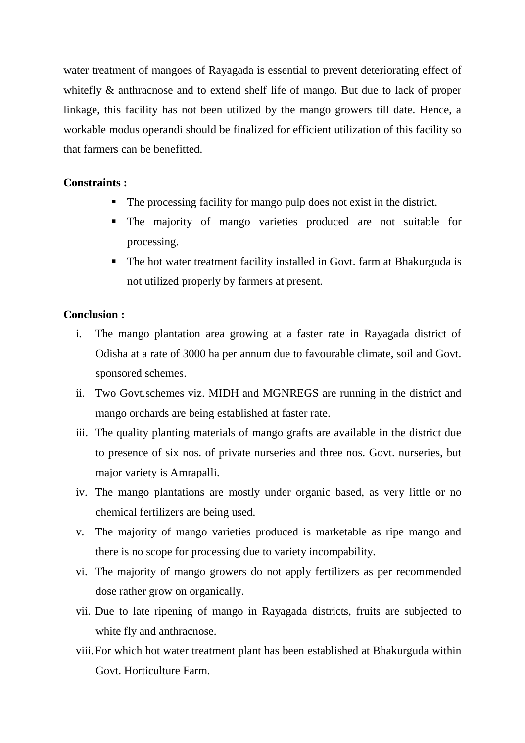water treatment of mangoes of Rayagada is essential to prevent deteriorating effect of whitefly & anthracnose and to extend shelf life of mango. But due to lack of proper linkage, this facility has not been utilized by the mango growers till date. Hence, a workable modus operandi should be finalized for efficient utilization of this facility so that farmers can be benefitted.

**Constraints :**

- The processing facility for mango pulp does not exist in the district.
- The majority of mango varieties produced are not suitable for processing.
- The hot water treatment facility installed in Govt. farm at Bhakurguda is not utilized properly by farmers at present.

**Conclusion :**

i. The mango plantation area growing at a faster rate in Rayagada district of Odisha at a rate of 3000 ha per annum due to favourable climate, soil and Govt. sponsored schemes.

ii. Two Govt.schemes viz. MIDH and MGNREGS are running in the district and mango orchards are being established at faster rate.

iii. The quality planting materials of mango grafts are available in the district due to presence of six nos. of private nurseries and three nos. Govt. nurseries, but major variety is Amrapalli.

iv. The mango plantations are mostly under organic based, as very little or no chemical fertilizers are being used.

v. The majority of mango varieties produced is marketable as ripe mango and there is no scope for processing due to variety incompability.

vi. The majority of mango growers do not apply fertilizers as per recommended dose rather grow on organically.

vii. Due to late ripening of mango in Rayagada districts, fruits are subjected to white fly and anthracnose.

viii. For which hot water treatment plant has been established at Bhakurguda within Govt. Horticulture Farm.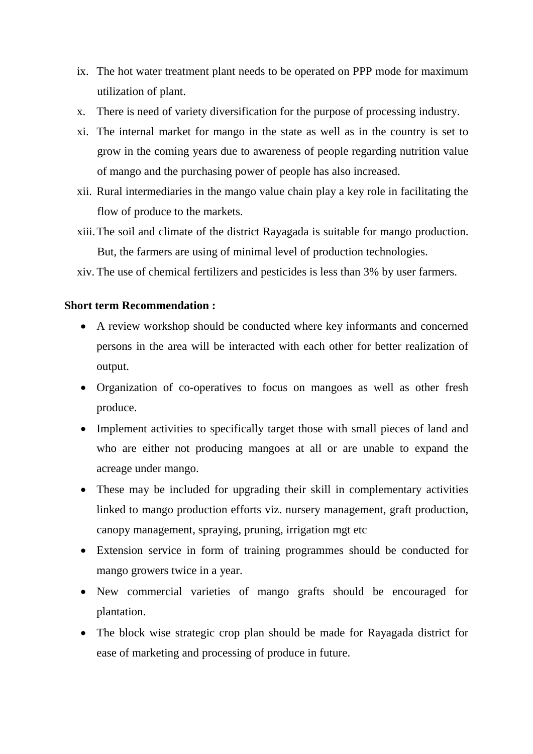ix. The hot water treatment plant needs to be operated on PPP mode for maximum utilization of plant.

x. There is need of variety diversification for the purpose of processing industry.

xi. The internal market for mango in the state as well as in the country is set to grow in the coming years due to awareness of people regarding nutrition value of mango and the purchasing power of people has also increased.

xii. Rural intermediaries in the mango value chain play a key role in facilitating the flow of produce to the markets.

xiii. The soil and climate of the district Rayagada is suitable for mango production. But, the farmers are using of minimal level of production technologies.

xiv. The use of chemical fertilizers and pesticides is less than 3% by user farmers.

**Short term Recommendation :**

- A review workshop should be conducted where key informants and concerned persons in the area will be interacted with each other for better realization of output.
- Organization of co-operatives to focus on mangoes as well as other fresh produce.
- Implement activities to specifically target those with small pieces of land and who are either not producing mangoes at all or are unable to expand the acreage under mango.
- These may be included for upgrading their skill in complementary activities linked to mango production efforts viz. nursery management, graft production, canopy management, spraying, pruning, irrigation mgt etc
- Extension service in form of training programmes should be conducted for mango growers twice in a year.
- New commercial varieties of mango grafts should be encouraged for plantation.
- The block wise strategic crop plan should be made for Rayagada district for ease of marketing and processing of produce in future.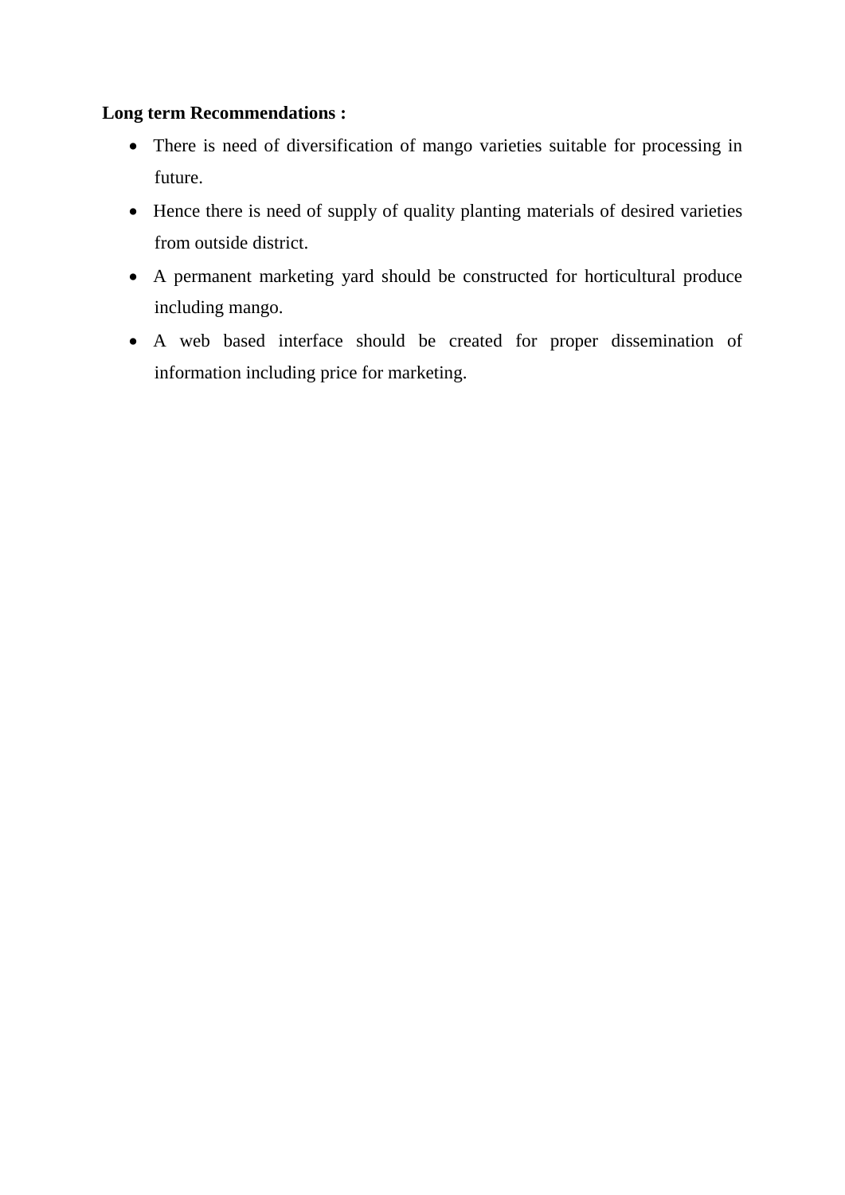**Long term Recommendations :**

- There is need of diversification of mango varieties suitable for processing in future.
- Hence there is need of supply of quality planting materials of desired varieties from outside district.
- A permanent marketing yard should be constructed for horticultural produce including mango.
- A web based interface should be created for proper dissemination of information including price for marketing.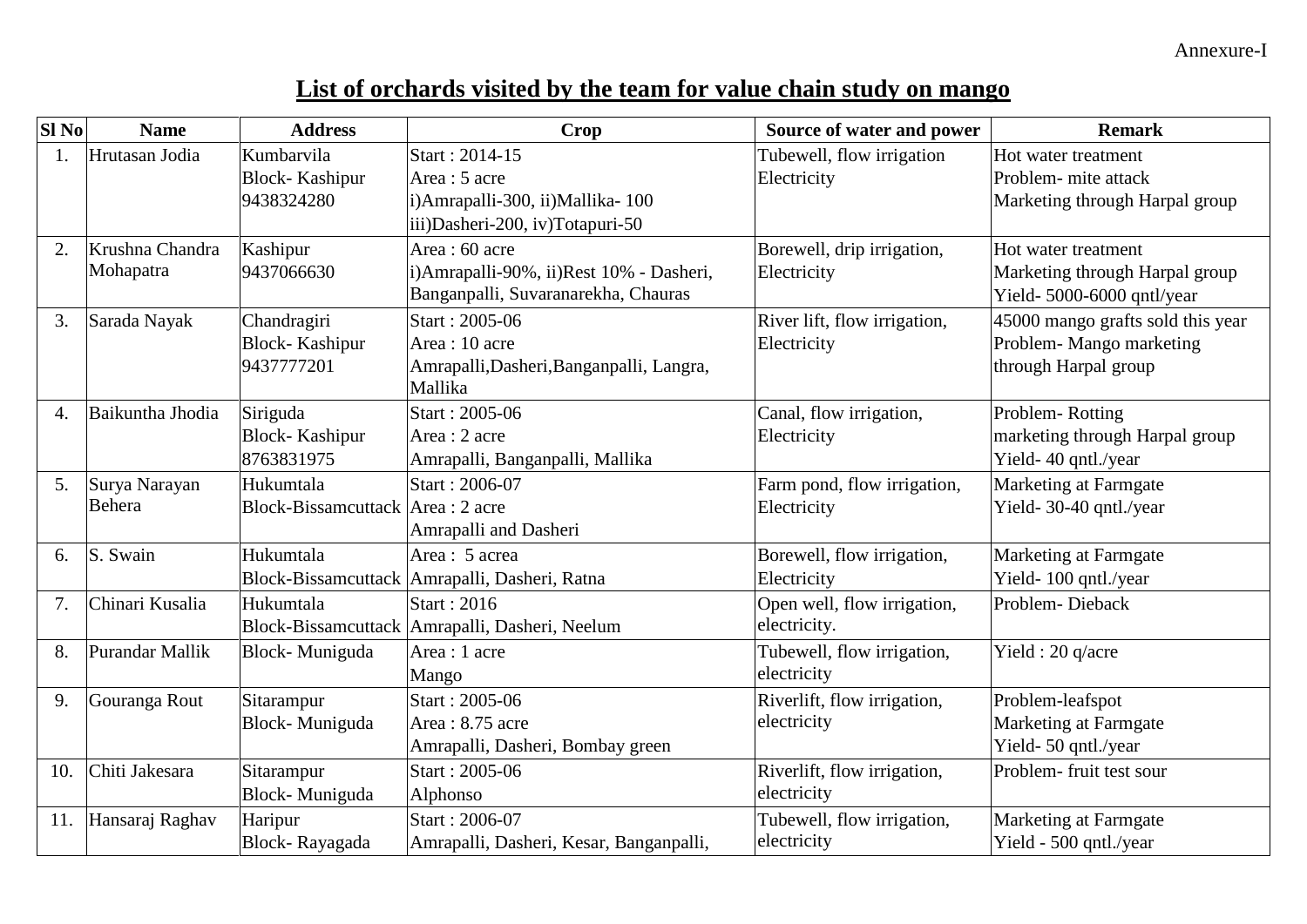Annexure-I

## List of orchards visited by the team for value chain study on mango

| Sl No | Name | Address | Crop | Source of water and power | Remark |
|---|---|---|---|---|---|
| 1. | Hrutasan Jodia | Kumbarvila<br>Block- Kashipur<br>9438324280 | Start : 2014-15<br>Area : 5 acre<br>i)Amrapalli-300, ii)Mallika- 100<br>iii)Dasheri-200, iv)Totapuri-50 | Tubewell, flow irrigation<br>Electricity | Hot water treatment<br>Problem- mite attack<br>Marketing through Harpal group |
| 2. | Krushna Chandra Mohapatra | Kashipur<br>9437066630 | Area : 60 acre<br>i)Amrapalli-90%, ii)Rest 10% - Dasheri, Banganpalli, Suvaranarekha, Chauras | Borewell, drip irrigation,<br>Electricity | Hot water treatment<br>Marketing through Harpal group<br>Yield- 5000-6000 qntl/year |
| 3. | Sarada Nayak | Chandragiri<br>Block- Kashipur<br>9437777201 | Start : 2005-06<br>Area : 10 acre<br>Amrapalli,Dasheri,Banganpalli, Langra, Mallika | River lift, flow irrigation,<br>Electricity | 45000 mango grafts sold this year<br>Problem- Mango marketing through Harpal group |
| 4. | Baikuntha Jhodia | Siriguda<br>Block- Kashipur<br>8763831975 | Start : 2005-06<br>Area : 2 acre<br>Amrapalli, Banganpalli, Mallika | Canal, flow irrigation,<br>Electricity | Problem- Rotting<br>marketing through Harpal group<br>Yield- 40 qntl./year |
| 5. | Surya Narayan Behera | Hukumtala<br>Block-Bissamcuttack | Start : 2006-07<br>Area : 2 acre<br>Amrapalli and Dasheri | Farm pond, flow irrigation,<br>Electricity | Marketing at Farmgate<br>Yield- 30-40 qntl./year |
| 6. | S. Swain | Hukumtala<br>Block-Bissamcuttack | Area : 5 acrea<br>Amrapalli, Dasheri, Ratna | Borewell, flow irrigation,<br>Electricity | Marketing at Farmgate<br>Yield- 100 qntl./year |
| 7. | Chinari Kusalia | Hukumtala<br>Block-Bissamcuttack | Start : 2016<br>Amrapalli, Dasheri, Neelum | Open well, flow irrigation,<br>electricity. | Problem- Dieback |
| 8. | Purandar Mallik | Block- Muniguda | Area : 1 acre<br>Mango | Tubewell, flow irrigation,<br>electricity | Yield : 20 q/acre |
| 9. | Gouranga Rout | Sitarampur<br>Block- Muniguda | Start : 2005-06<br>Area : 8.75 acre<br>Amrapalli, Dasheri, Bombay green | Riverlift, flow irrigation,<br>electricity | Problem-leafspot<br>Marketing at Farmgate<br>Yield- 50 qntl./year |
| 10. | Chiti Jakesara | Sitarampur<br>Block- Muniguda | Start : 2005-06<br>Alphonso | Riverlift, flow irrigation,<br>electricity | Problem- fruit test sour |
| 11. | Hansaraj Raghav | Haripur<br>Block- Rayagada | Start : 2006-07<br>Amrapalli, Dasheri, Kesar, Banganpalli, | Tubewell, flow irrigation,<br>electricity | Marketing at Farmgate<br>Yield - 500 qntl./year |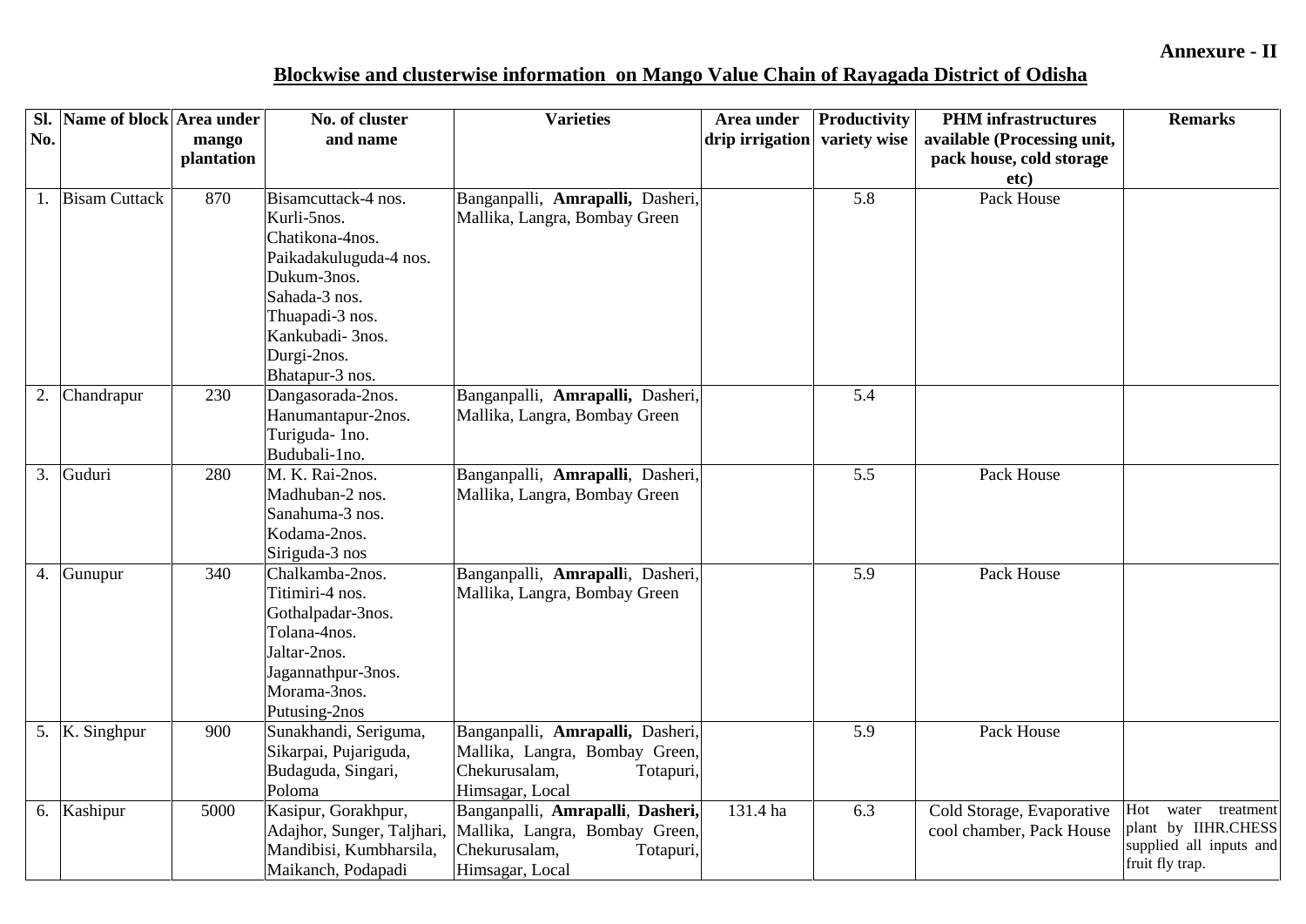**Annexure - II**

**Blockwise and clusterwise information on Mango Value Chain of Rayagada District of Odisha**

| Sl. No. | Name of block | Area under mango plantation | No. of cluster and name | Varieties | Area under drip irrigation | Productivity variety wise | PHM infrastructures available (Processing unit, pack house, cold storage etc) | Remarks |
|---|---|---|---|---|---|---|---|---|
| 1. | Bisam Cuttack | 870 | Bisamcuttack-4 nos.<br>Kurli-5nos.<br>Chatikona-4nos.<br>Paikadakuluguda-4 nos.<br>Dukum-3nos.<br>Sahada-3 nos.<br>Thuapadi-3 nos.<br>Kankubadi- 3nos.<br>Durgi-2nos.<br>Bhatapur-3 nos. | Banganpalli, **Amrapalli,** Dasheri, Mallika, Langra, Bombay Green | | 5.8 | Pack House | |
| 2. | Chandrapur | 230 | Dangasorada-2nos.<br>Hanumantapur-2nos.<br>Turiguda- 1no.<br>Budubali-1no. | Banganpalli, **Amrapalli,** Dasheri, Mallika, Langra, Bombay Green | | 5.4 | | |
| 3. | Guduri | 280 | M. K. Rai-2nos.<br>Madhuban-2 nos.<br>Sanahuma-3 nos.<br>Kodama-2nos.<br>Siriguda-3 nos | Banganpalli, **Amrapalli**, Dasheri, Mallika, Langra, Bombay Green | | 5.5 | Pack House | |
| 4. | Gunupur | 340 | Chalkamba-2nos.<br>Titimiri-4 nos.<br>Gothalpadar-3nos.<br>Tolana-4nos.<br>Jaltar-2nos.<br>Jagannathpur-3nos.<br>Morama-3nos.<br>Putusing-2nos | Banganpalli, **Amrapall**i, Dasheri, Mallika, Langra, Bombay Green | | 5.9 | Pack House | |
| 5. | K. Singhpur | 900 | Sunakhandi, Seriguma, Sikarpai, Pujariguda, Budaguda, Singari, Poloma | Banganpalli, **Amrapalli,** Dasheri, Mallika, Langra, Bombay Green, Chekurusalam, Totapuri, Himsagar, Local | | 5.9 | Pack House | |
| 6. | Kashipur | 5000 | Kasipur, Gorakhpur, Adajhor, Sunger, Taljhari, Mandibisi, Kumbharsila, Maikanch, Podapadi | Banganpalli, **Amrapalli, Dasheri,** Mallika, Langra, Bombay Green, Chekurusalam, Totapuri, Himsagar, Local | 131.4 ha | 6.3 | Cold Storage, Evaporative cool chamber, Pack House | Hot water treatment plant by IIHR.CHESS supplied all inputs and fruit fly trap. |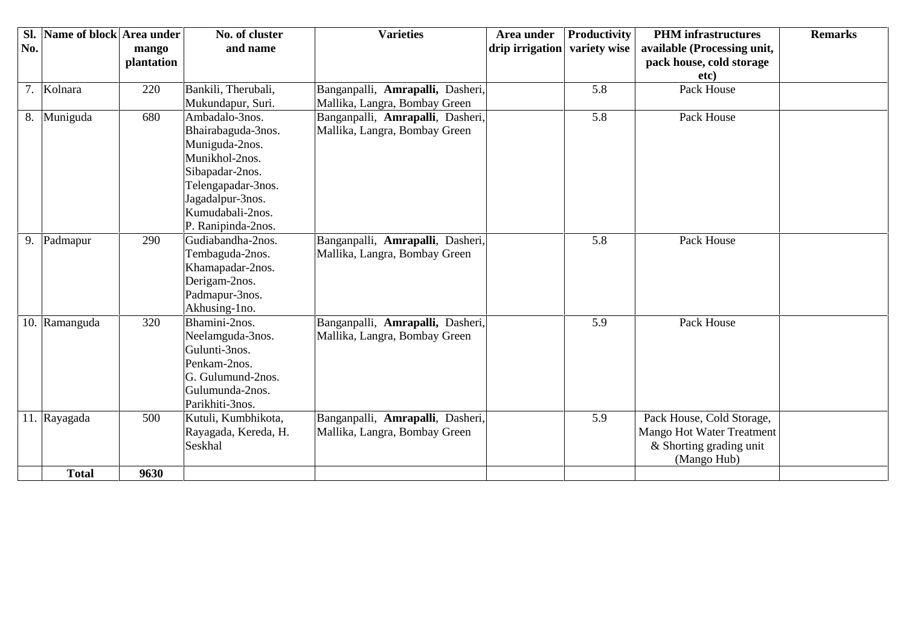| Sl. No. | Name of block | Area under mango plantation | No. of cluster and name | Varieties | Area under drip irrigation | Productivity variety wise | PHM infrastructures available (Processing unit, pack house, cold storage etc) | Remarks |
|---|---|---|---|---|---|---|---|---|
| 7. | Kolnara | 220 | Bankili, Therubali, Mukundapur, Suri. | Banganpalli, **Amrapalli,** Dasheri, Mallika, Langra, Bombay Green | | 5.8 | Pack House | |
| 8. | Muniguda | 680 | Ambadalo-3nos. Bhairabaguda-3nos. Muniguda-2nos. Munikhol-2nos. Sibapadar-2nos. Telengapadar-3nos. Jagadalpur-3nos. Kumudabali-2nos. P. Ranipinda-2nos. | Banganpalli, **Amrapalli**, Dasheri, Mallika, Langra, Bombay Green | | 5.8 | Pack House | |
| 9. | Padmapur | 290 | Gudiabandha-2nos. Tembaguda-2nos. Khamapadar-2nos. Derigam-2nos. Padmapur-3nos. Akhusing-1no. | Banganpalli, **Amrapalli**, Dasheri, Mallika, Langra, Bombay Green | | 5.8 | Pack House | |
| 10. | Ramanguda | 320 | Bhamini-2nos. Neelamguda-3nos. Gulunti-3nos. Penkam-2nos. G. Gulumund-2nos. Gulumunda-2nos. Parikhiti-3nos. | Banganpalli, **Amrapalli,** Dasheri, Mallika, Langra, Bombay Green | | 5.9 | Pack House | |
| 11. | Rayagada | 500 | Kutuli, Kumbhikota, Rayagada, Kereda, H. Seskhal | Banganpalli, **Amrapalli**, Dasheri, Mallika, Langra, Bombay Green | | 5.9 | Pack House, Cold Storage, Mango Hot Water Treatment & Shorting grading unit (Mango Hub) | |
| | **Total** | **9630** | | | | | | |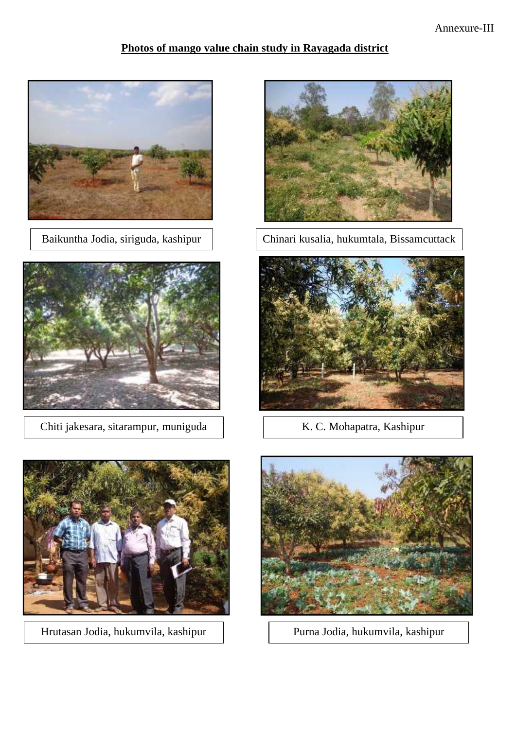Annexure-III

**Photos of mango value chain study in Rayagada district**

Baikuntha Jodia, siriguda, kashipur

Chinari kusalia, hukumtala, Bissamcuttack

Chiti jakesara, sitarampur, muniguda

K. C. Mohapatra, Kashipur

Hrutasan Jodia, hukumvila, kashipur

Purna Jodia, hukumvila, kashipur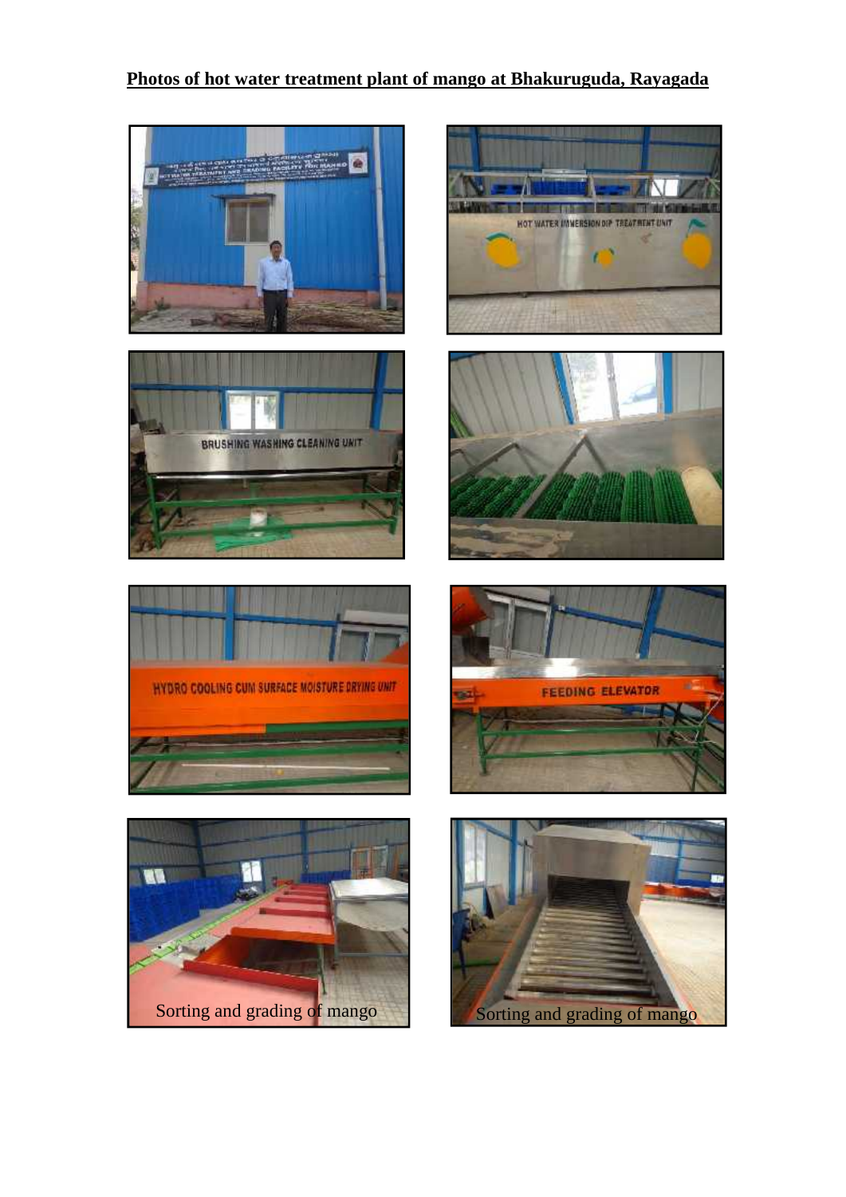**Photos of hot water treatment plant of mango at Bhakuruguda, Rayagada**

Sorting and grading of mango

Sorting and grading of mango